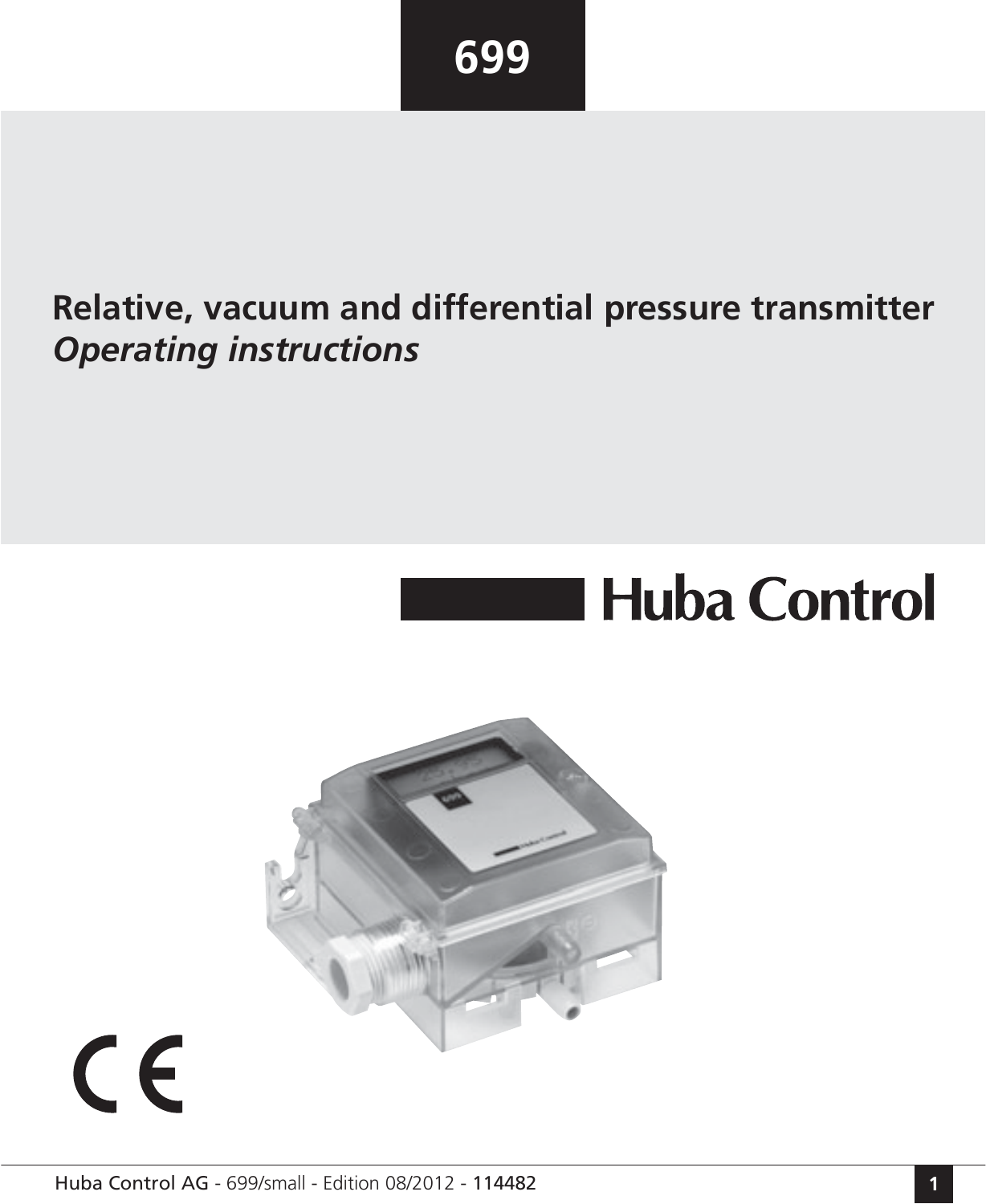# 699

## Relative, vacuum and differential pressure transmitter

*Operating instructions*

Huba Control

Huba Control AG - 699/small - Edition 08/2012 - 114482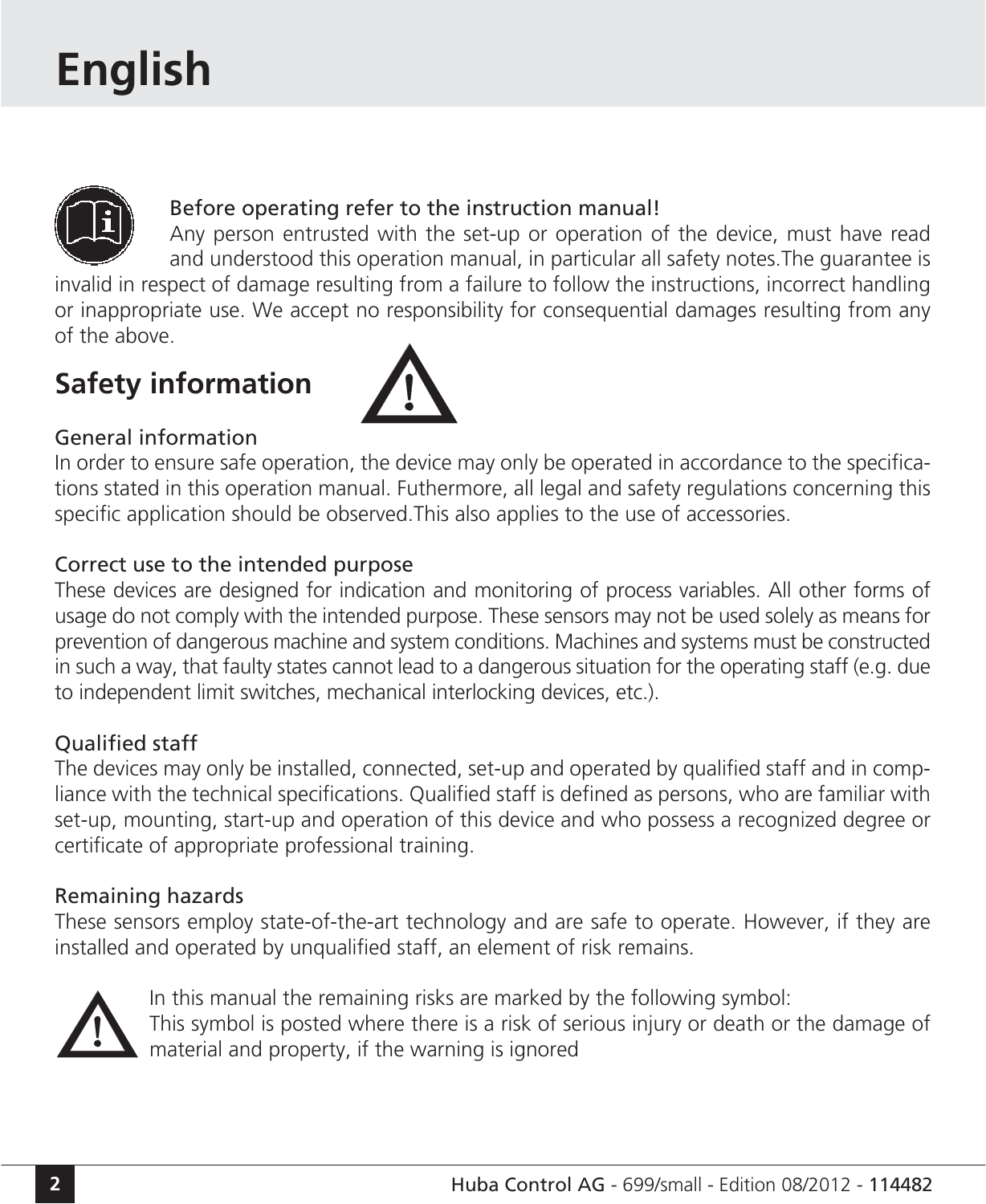# English

Before operating refer to the instruction manual!

Any person entrusted with the set-up or operation of the device, must have read and understood this operation manual, in particular all safety notes.The guarantee is invalid in respect of damage resulting from a failure to follow the instructions, incorrect handling or inappropriate use. We accept no responsibility for consequential damages resulting from any of the above.

## Safety information

### General information

In order to ensure safe operation, the device may only be operated in accordance to the specifications stated in this operation manual. Futhermore, all legal and safety regulations concerning this specific application should be observed.This also applies to the use of accessories.

### Correct use to the intended purpose

These devices are designed for indication and monitoring of process variables. All other forms of usage do not comply with the intended purpose. These sensors may not be used solely as means for prevention of dangerous machine and system conditions. Machines and systems must be constructed in such a way, that faulty states cannot lead to a dangerous situation for the operating staff (e.g. due to independent limit switches, mechanical interlocking devices, etc.).

### Qualified staff

The devices may only be installed, connected, set-up and operated by qualified staff and in compliance with the technical specifications. Qualified staff is defined as persons, who are familiar with set-up, mounting, start-up and operation of this device and who possess a recognized degree or certificate of appropriate professional training.

### Remaining hazards

These sensors employ state-of-the-art technology and are safe to operate. However, if they are installed and operated by unqualified staff, an element of risk remains.

In this manual the remaining risks are marked by the following symbol:
This symbol is posted where there is a risk of serious injury or death or the damage of material and property, if the warning is ignored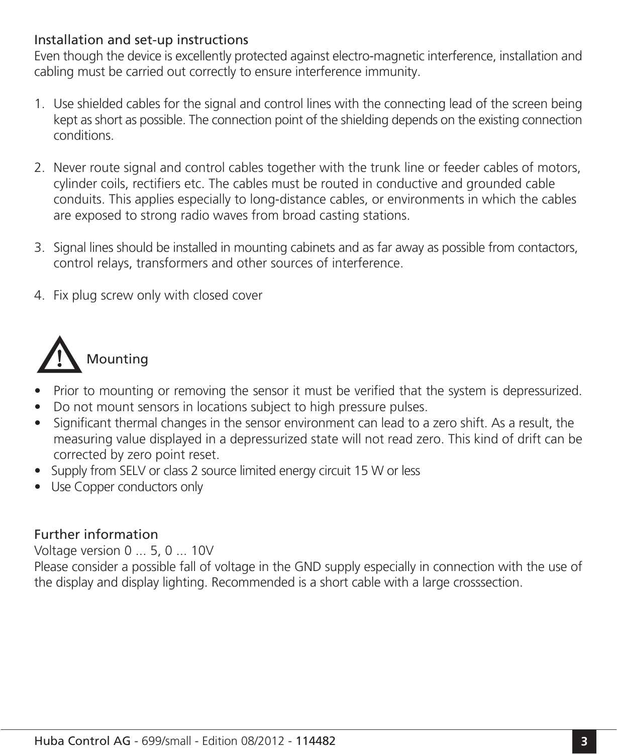## Installation and set-up instructions

Even though the device is excellently protected against electro-magnetic interference, installation and cabling must be carried out correctly to ensure interference immunity.

1. Use shielded cables for the signal and control lines with the connecting lead of the screen being kept as short as possible. The connection point of the shielding depends on the existing connection conditions.

2. Never route signal and control cables together with the trunk line or feeder cables of motors, cylinder coils, rectifiers etc. The cables must be routed in conductive and grounded cable conduits. This applies especially to long-distance cables, or environments in which the cables are exposed to strong radio waves from broad casting stations.

3. Signal lines should be installed in mounting cabinets and as far away as possible from contactors, control relays, transformers and other sources of interference.

4. Fix plug screw only with closed cover

## ⚠ Mounting

- Prior to mounting or removing the sensor it must be verified that the system is depressurized.
- Do not mount sensors in locations subject to high pressure pulses.
- Significant thermal changes in the sensor environment can lead to a zero shift. As a result, the measuring value displayed in a depressurized state will not read zero. This kind of drift can be corrected by zero point reset.
- Supply from SELV or class 2 source limited energy circuit 15 W or less
- Use Copper conductors only

## Further information

Voltage version 0 ... 5, 0 ... 10V

Please consider a possible fall of voltage in the GND supply especially in connection with the use of the display and display lighting. Recommended is a short cable with a large crosssection.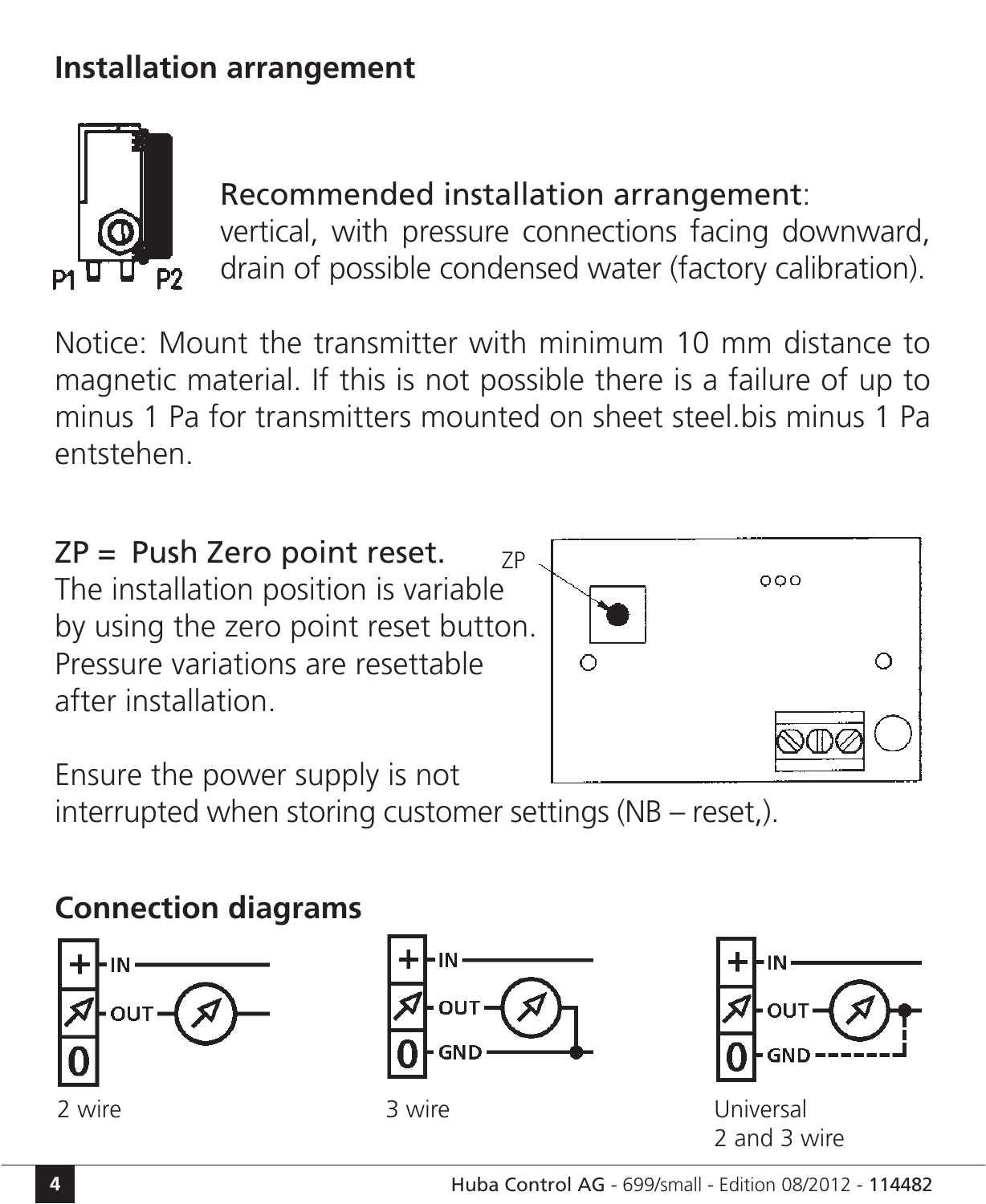## Installation arrangement

Recommended installation arrangement:
vertical, with pressure connections facing downward, drain of possible condensed water (factory calibration).

Notice: Mount the transmitter with minimum 10 mm distance to magnetic material. If this is not possible there is a failure of up to minus 1 Pa for transmitters mounted on sheet steel.bis minus 1 Pa entstehen.

ZP = Push Zero point reset.
The installation position is variable by using the zero point reset button. Pressure variations are resettable after installation.

Ensure the power supply is not interrupted when storing customer settings (NB – reset,).

## Connection diagrams

2 wire

3 wire

Universal
2 and 3 wire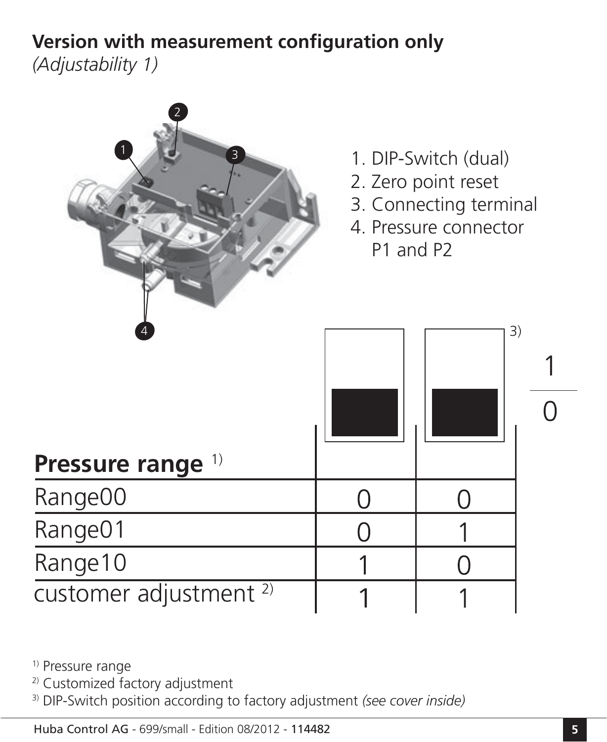## Version with measurement configuration only

*(Adjustability 1)*

1. DIP-Switch (dual)
2. Zero point reset
3. Connecting terminal
4. Pressure connector P1 and P2

| Pressure range [1] | | |
|---|---|---|
| Range00 | 0 | 0 |
| Range01 | 0 | 1 |
| Range10 | 1 | 0 |
| customer adjustment [2] | 1 | 1 |

[1] Pressure range

[2] Customized factory adjustment

[3] DIP-Switch position according to factory adjustment *(see cover inside)*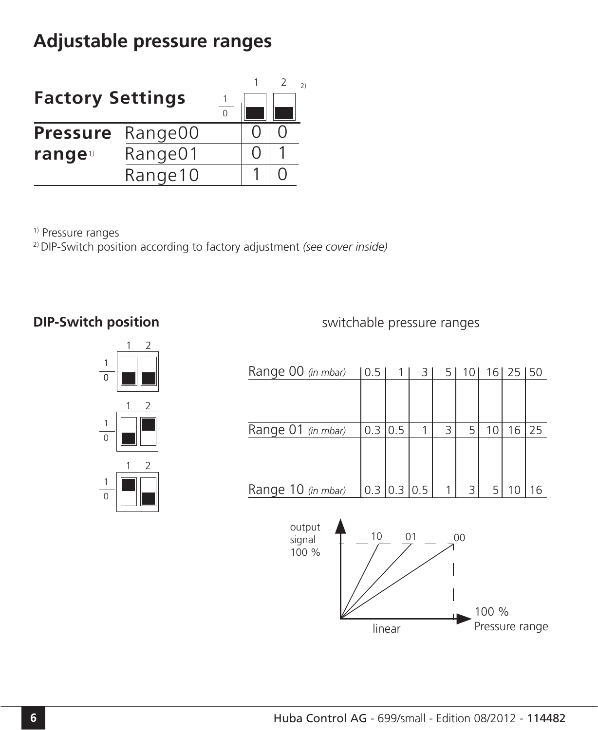# Adjustable pressure ranges

| Factory Settings | | 1 | 2 [2)] |
|---|---|---|---|
| **Pressure range**[1)] | Range00 | 0 | 0 |
| | Range01 | 0 | 1 |
| | Range10 | 1 | 0 |

[1)] Pressure ranges

[2)] DIP-Switch position according to factory adjustment *(see cover inside)*

**DIP-Switch position**

switchable pressure ranges

| Range 00 *(in mbar)* | 0.5 | 1 | 3 | 5 | 10 | 16 | 25 | 50 |
|---|---|---|---|---|---|---|---|---|
| Range 01 *(in mbar)* | 0.3 | 0.5 | 1 | 3 | 5 | 10 | 16 | 25 |
| Range 10 *(in mbar)* | 0.3 | 0.3 | 0.5 | 1 | 3 | 5 | 10 | 16 |

output signal 100 %

10 01 00

linear

100 % Pressure range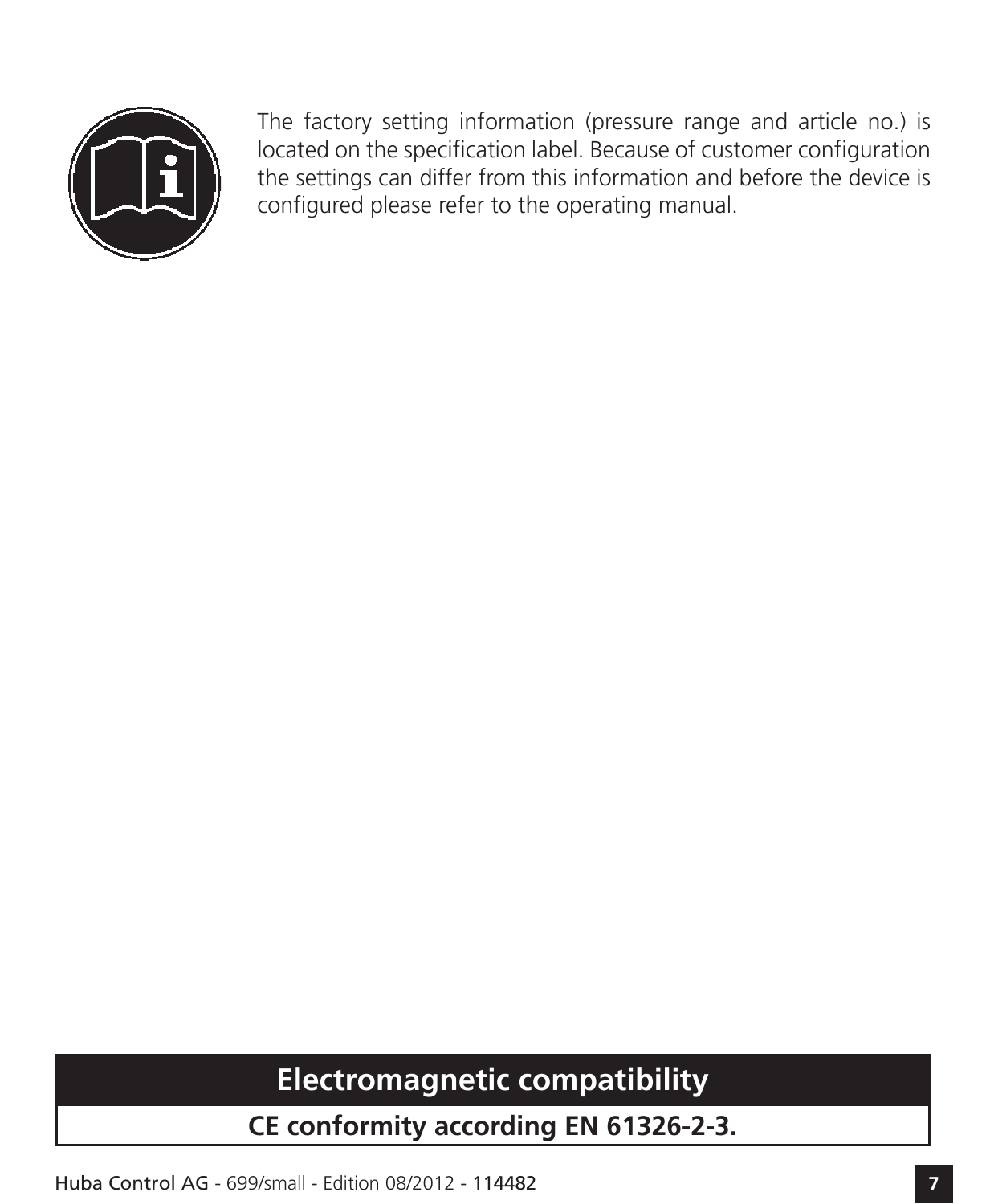The factory setting information (pressure range and article no.) is located on the specification label. Because of customer configuration the settings can differ from this information and before the device is configured please refer to the operating manual.

## Electromagnetic compatibility

**CE conformity according EN 61326-2-3.**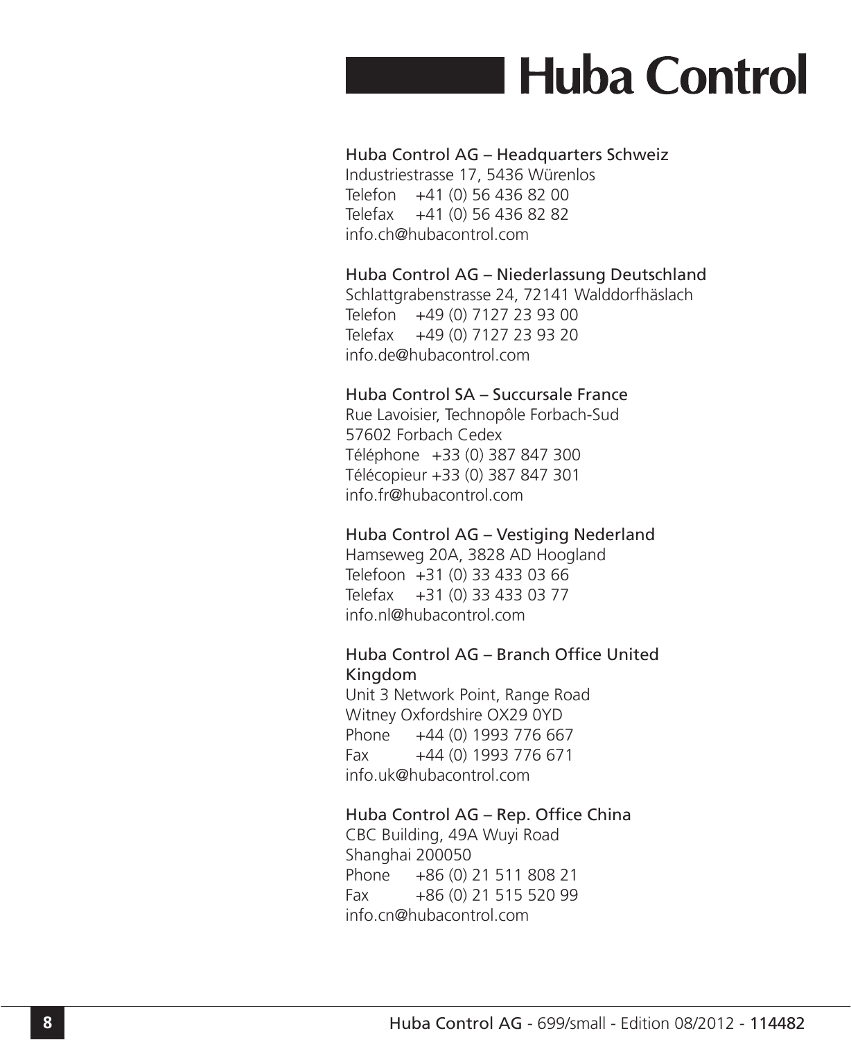# Huba Control

**Huba Control AG – Headquarters Schweiz**
Industriestrasse 17, 5436 Würenlos
Telefon +41 (0) 56 436 82 00
Telefax +41 (0) 56 436 82 82
info.ch@hubacontrol.com

**Huba Control AG – Niederlassung Deutschland**
Schlattgrabenstrasse 24, 72141 Walddorfhäslach
Telefon +49 (0) 7127 23 93 00
Telefax +49 (0) 7127 23 93 20
info.de@hubacontrol.com

**Huba Control SA – Succursale France**
Rue Lavoisier, Technopôle Forbach-Sud
57602 Forbach Cedex
Téléphone +33 (0) 387 847 300
Télécopieur +33 (0) 387 847 301
info.fr@hubacontrol.com

**Huba Control AG – Vestiging Nederland**
Hamseweg 20A, 3828 AD Hoogland
Telefoon +31 (0) 33 433 03 66
Telefax +31 (0) 33 433 03 77
info.nl@hubacontrol.com

**Huba Control AG – Branch Office United Kingdom**
Unit 3 Network Point, Range Road
Witney Oxfordshire OX29 0YD
Phone +44 (0) 1993 776 667
Fax +44 (0) 1993 776 671
info.uk@hubacontrol.com

**Huba Control AG – Rep. Office China**
CBC Building, 49A Wuyi Road
Shanghai 200050
Phone +86 (0) 21 511 808 21
Fax +86 (0) 21 515 520 99
info.cn@hubacontrol.com

Huba Control AG - 699/small - Edition 08/2012 - 114482